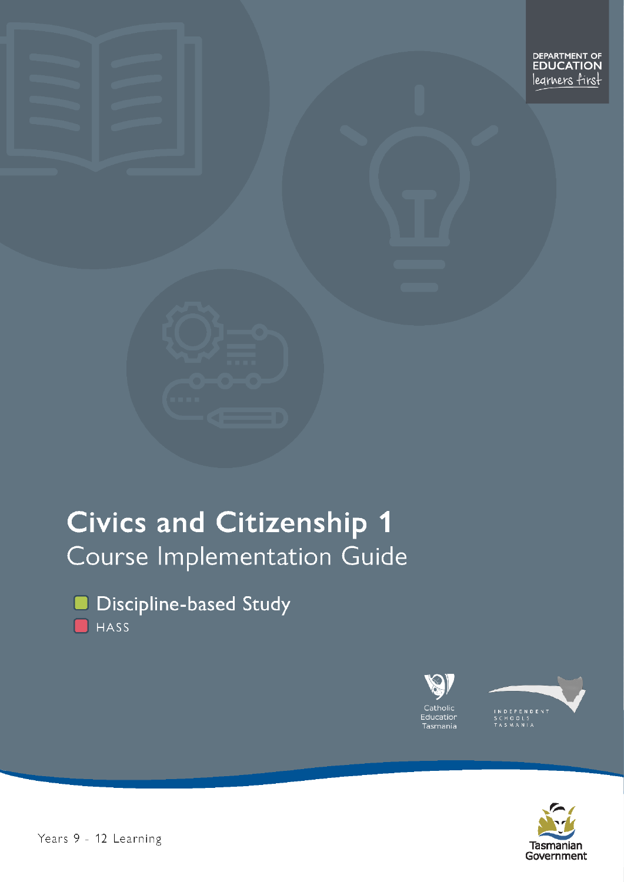DEPARTMENT OF EDUCATION
learners first

# Civics and Citizenship 1

## Course Implementation Guide

- Discipline-based Study
- HASS

Catholic Education Tasmania

INDEPENDENT SCHOOLS TASMANIA

Years 9 - 12 Learning

Tasmanian Government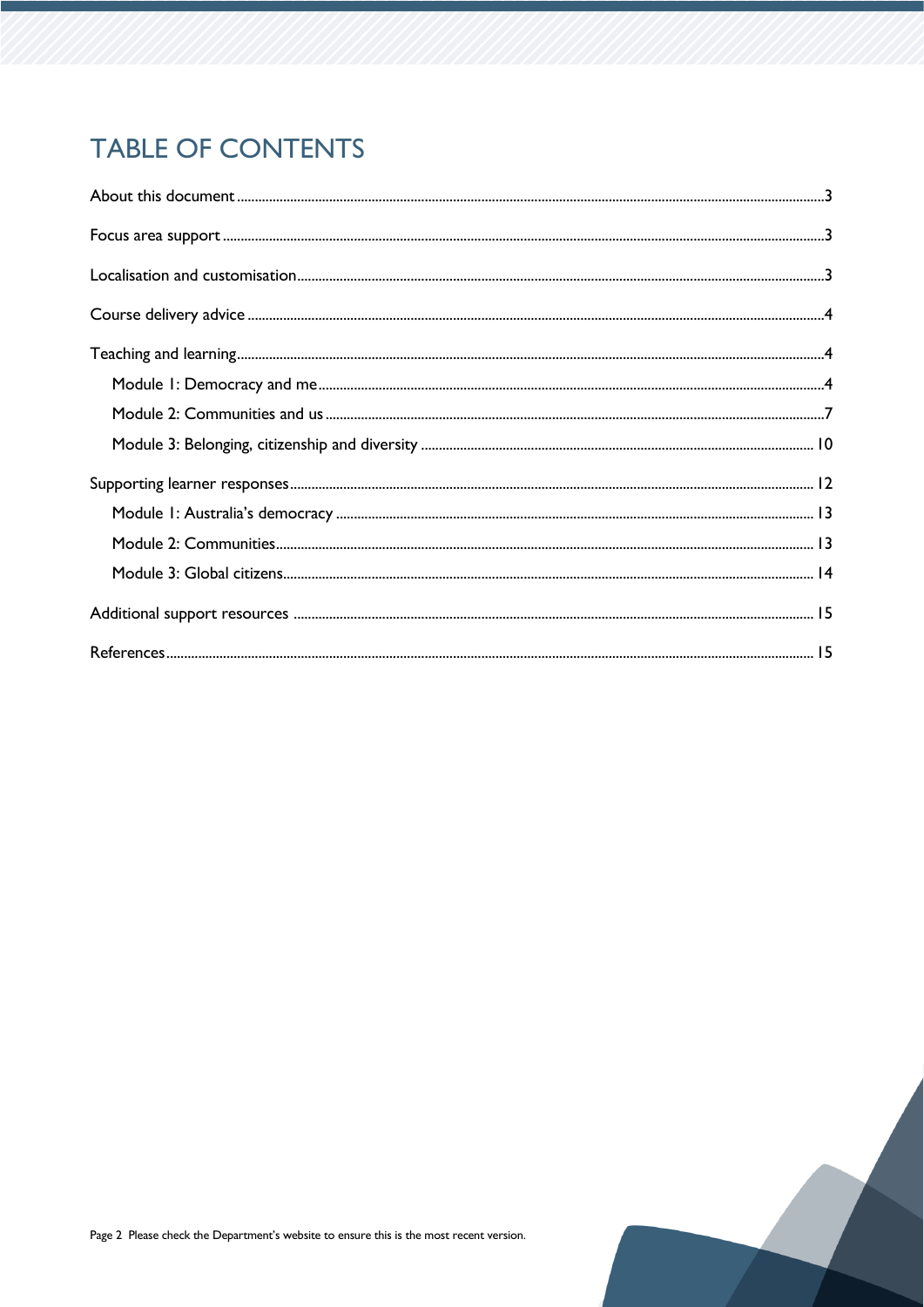# TABLE OF CONTENTS

About this document ....................................................... 3

Focus area support ....................................................... 3

Localisation and customisation ....................................................... 3

Course delivery advice ....................................................... 4

Teaching and learning ....................................................... 4

- Module 1: Democracy and me ....................................................... 4
- Module 2: Communities and us ....................................................... 7
- Module 3: Belonging, citizenship and diversity ....................................................... 10

Supporting learner responses ....................................................... 12

- Module 1: Australia's democracy ....................................................... 13
- Module 2: Communities ....................................................... 13
- Module 3: Global citizens ....................................................... 14

Additional support resources ....................................................... 15

References ....................................................... 15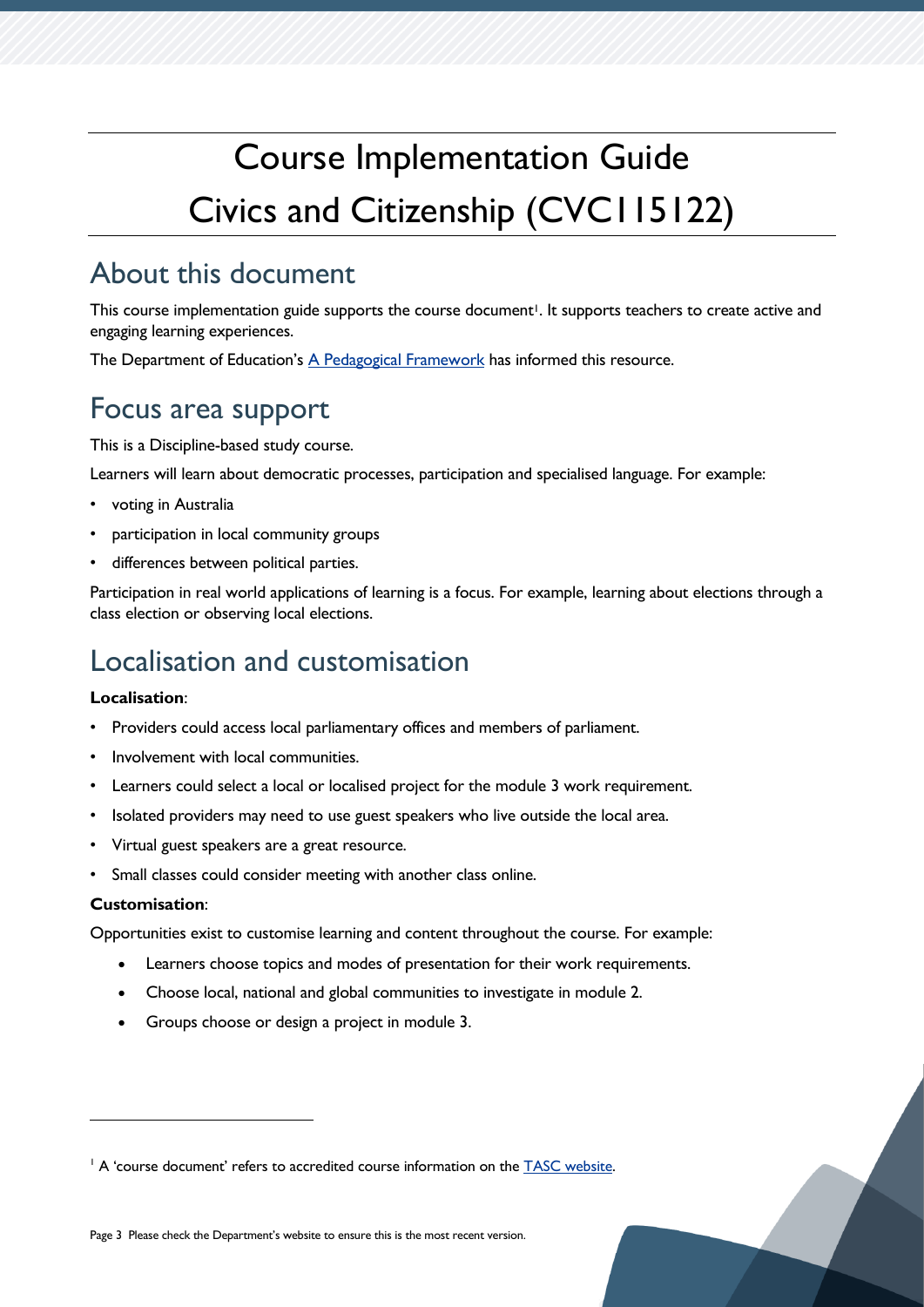# Course Implementation Guide
# Civics and Citizenship (CVC115122)

## About this document

This course implementation guide supports the course document[1]. It supports teachers to create active and engaging learning experiences.

The Department of Education's [A Pedagogical Framework](A Pedagogical Framework) has informed this resource.

## Focus area support

This is a Discipline-based study course.

Learners will learn about democratic processes, participation and specialised language. For example:

- voting in Australia
- participation in local community groups
- differences between political parties.

Participation in real world applications of learning is a focus. For example, learning about elections through a class election or observing local elections.

## Localisation and customisation

**Localisation**:

- Providers could access local parliamentary offices and members of parliament.
- Involvement with local communities.
- Learners could select a local or localised project for the module 3 work requirement.
- Isolated providers may need to use guest speakers who live outside the local area.
- Virtual guest speakers are a great resource.
- Small classes could consider meeting with another class online.

**Customisation**:

Opportunities exist to customise learning and content throughout the course. For example:

- Learners choose topics and modes of presentation for their work requirements.
- Choose local, national and global communities to investigate in module 2.
- Groups choose or design a project in module 3.

---

[1] A 'course document' refers to accredited course information on the TASC website.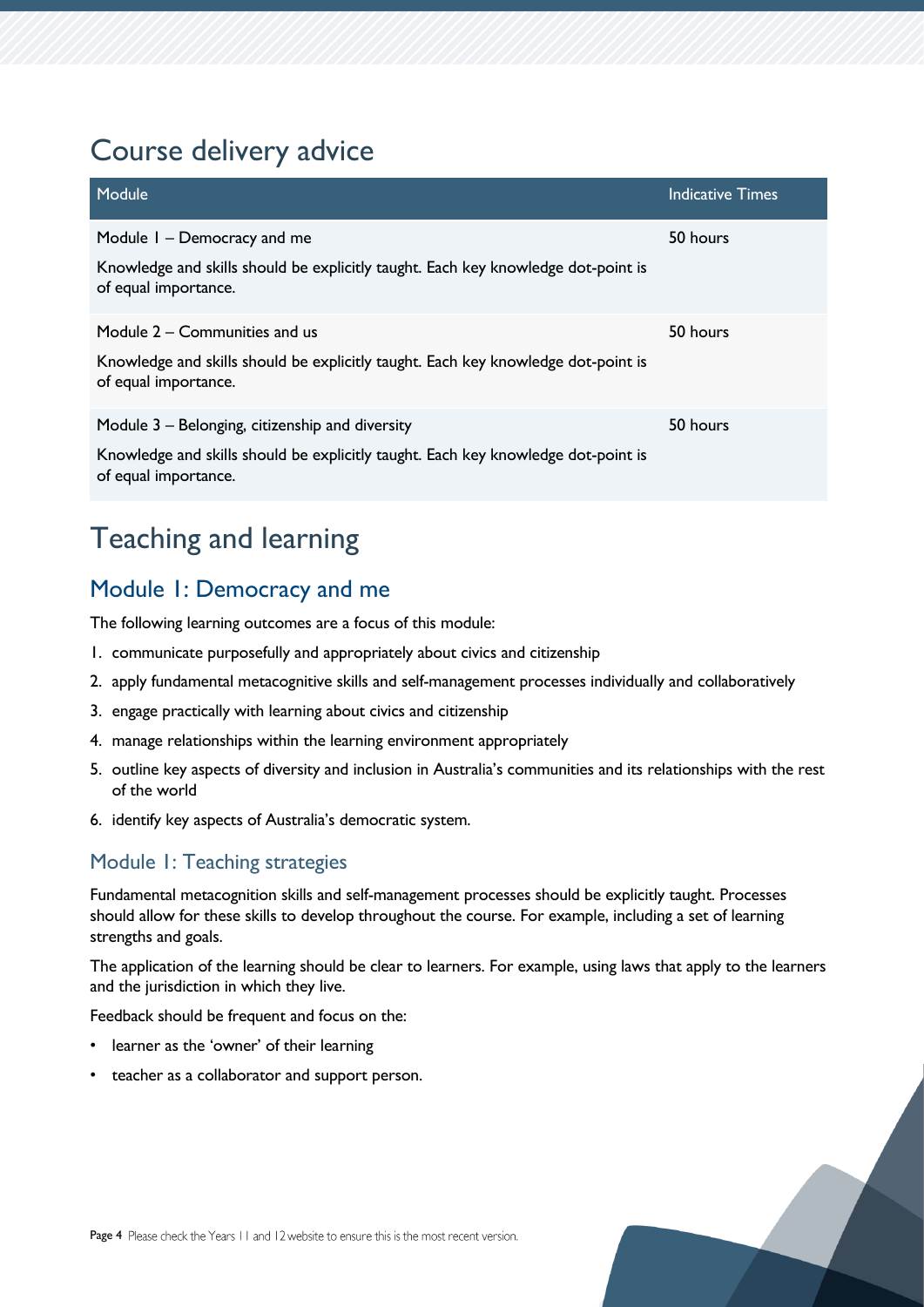## Course delivery advice

| Module | Indicative Times |
| --- | --- |
| Module 1 – Democracy and me<br><br>Knowledge and skills should be explicitly taught. Each key knowledge dot-point is of equal importance. | 50 hours |
| Module 2 – Communities and us<br><br>Knowledge and skills should be explicitly taught. Each key knowledge dot-point is of equal importance. | 50 hours |
| Module 3 – Belonging, citizenship and diversity<br><br>Knowledge and skills should be explicitly taught. Each key knowledge dot-point is of equal importance. | 50 hours |

# Teaching and learning

## Module 1: Democracy and me

The following learning outcomes are a focus of this module:

1. communicate purposefully and appropriately about civics and citizenship
2. apply fundamental metacognitive skills and self-management processes individually and collaboratively
3. engage practically with learning about civics and citizenship
4. manage relationships within the learning environment appropriately
5. outline key aspects of diversity and inclusion in Australia's communities and its relationships with the rest of the world
6. identify key aspects of Australia's democratic system.

### Module 1: Teaching strategies

Fundamental metacognition skills and self-management processes should be explicitly taught. Processes should allow for these skills to develop throughout the course. For example, including a set of learning strengths and goals.

The application of the learning should be clear to learners. For example, using laws that apply to the learners and the jurisdiction in which they live.

Feedback should be frequent and focus on the:

- learner as the 'owner' of their learning
- teacher as a collaborator and support person.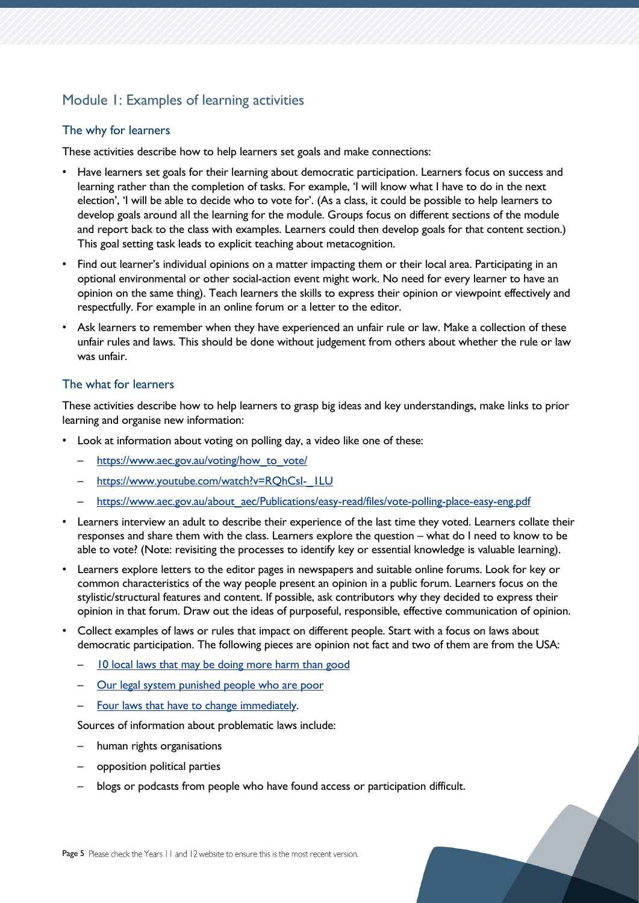## Module 1: Examples of learning activities

### The why for learners

These activities describe how to help learners set goals and make connections:

- Have learners set goals for their learning about democratic participation. Learners focus on success and learning rather than the completion of tasks. For example, 'I will know what I have to do in the next election', 'I will be able to decide who to vote for'. (As a class, it could be possible to help learners to develop goals around all the learning for the module. Groups focus on different sections of the module and report back to the class with examples. Learners could then develop goals for that content section.) This goal setting task leads to explicit teaching about metacognition.
- Find out learner's individual opinions on a matter impacting them or their local area. Participating in an optional environmental or other social-action event might work. No need for every learner to have an opinion on the same thing). Teach learners the skills to express their opinion or viewpoint effectively and respectfully. For example in an online forum or a letter to the editor.
- Ask learners to remember when they have experienced an unfair rule or law. Make a collection of these unfair rules and laws. This should be done without judgement from others about whether the rule or law was unfair.

### The what for learners

These activities describe how to help learners to grasp big ideas and key understandings, make links to prior learning and organise new information:

- Look at information about voting on polling day, a video like one of these:
  - https://www.aec.gov.au/voting/how_to_vote/
  - https://www.youtube.com/watch?v=RQhCsI-_1LU
  - https://www.aec.gov.au/about_aec/Publications/easy-read/files/vote-polling-place-easy-eng.pdf
- Learners interview an adult to describe their experience of the last time they voted. Learners collate their responses and share them with the class. Learners explore the question – what do I need to know to be able to vote? (Note: revisiting the processes to identify key or essential knowledge is valuable learning).
- Learners explore letters to the editor pages in newspapers and suitable online forums. Look for key or common characteristics of the way people present an opinion in a public forum. Learners focus on the stylistic/structural features and content. If possible, ask contributors why they decided to express their opinion in that forum. Draw out the ideas of purposeful, responsible, effective communication of opinion.
- Collect examples of laws or rules that impact on different people. Start with a focus on laws about democratic participation. The following pieces are opinion not fact and two of them are from the USA:
  - 10 local laws that may be doing more harm than good
  - Our legal system punished people who are poor
  - Four laws that have to change immediately.

  Sources of information about problematic laws include:

  - human rights organisations
  - opposition political parties
  - blogs or podcasts from people who have found access or participation difficult.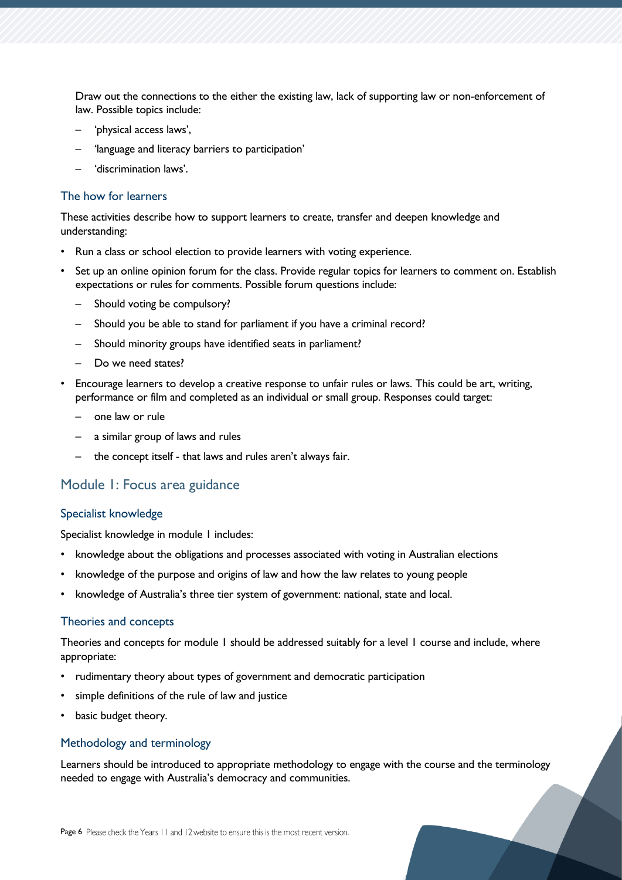Draw out the connections to the either the existing law, lack of supporting law or non-enforcement of law. Possible topics include:

  - 'physical access laws',
  - 'language and literacy barriers to participation'
  - 'discrimination laws'.

### The how for learners

These activities describe how to support learners to create, transfer and deepen knowledge and understanding:

- Run a class or school election to provide learners with voting experience.
- Set up an online opinion forum for the class. Provide regular topics for learners to comment on. Establish expectations or rules for comments. Possible forum questions include:
  - Should voting be compulsory?
  - Should you be able to stand for parliament if you have a criminal record?
  - Should minority groups have identified seats in parliament?
  - Do we need states?
- Encourage learners to develop a creative response to unfair rules or laws. This could be art, writing, performance or film and completed as an individual or small group. Responses could target:
  - one law or rule
  - a similar group of laws and rules
  - the concept itself - that laws and rules aren't always fair.

## Module 1: Focus area guidance

### Specialist knowledge

Specialist knowledge in module 1 includes:

- knowledge about the obligations and processes associated with voting in Australian elections
- knowledge of the purpose and origins of law and how the law relates to young people
- knowledge of Australia's three tier system of government: national, state and local.

### Theories and concepts

Theories and concepts for module 1 should be addressed suitably for a level 1 course and include, where appropriate:

- rudimentary theory about types of government and democratic participation
- simple definitions of the rule of law and justice
- basic budget theory.

### Methodology and terminology

Learners should be introduced to appropriate methodology to engage with the course and the terminology needed to engage with Australia's democracy and communities.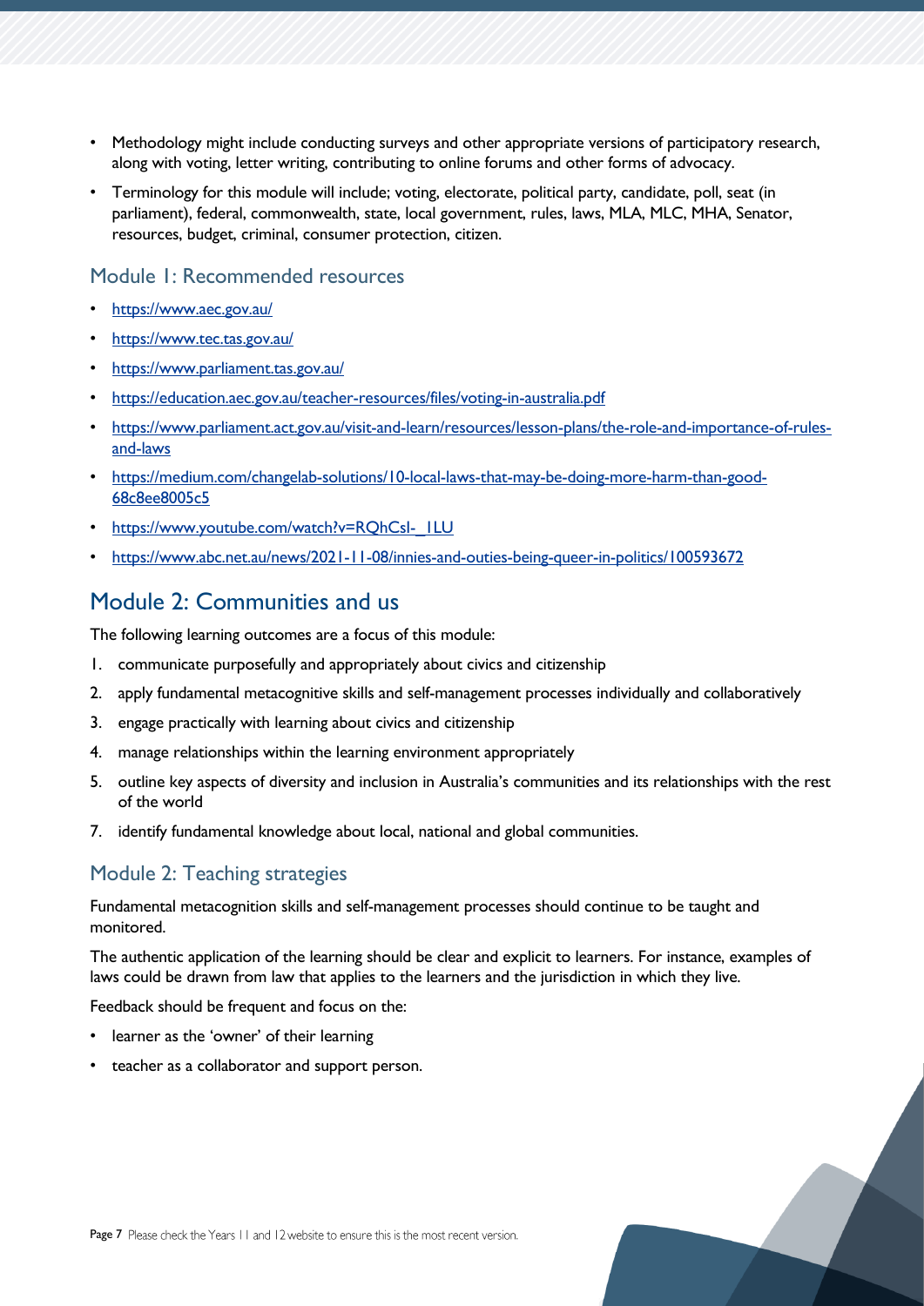- Methodology might include conducting surveys and other appropriate versions of participatory research, along with voting, letter writing, contributing to online forums and other forms of advocacy.
- Terminology for this module will include; voting, electorate, political party, candidate, poll, seat (in parliament), federal, commonwealth, state, local government, rules, laws, MLA, MLC, MHA, Senator, resources, budget, criminal, consumer protection, citizen.

### Module 1: Recommended resources

- https://www.aec.gov.au/
- https://www.tec.tas.gov.au/
- https://www.parliament.tas.gov.au/
- https://education.aec.gov.au/teacher-resources/files/voting-in-australia.pdf
- https://www.parliament.act.gov.au/visit-and-learn/resources/lesson-plans/the-role-and-importance-of-rules-and-laws
- https://medium.com/changelab-solutions/10-local-laws-that-may-be-doing-more-harm-than-good-68c8ee8005c5
- https://www.youtube.com/watch?v=RQhCsl-_1LU
- https://www.abc.net.au/news/2021-11-08/innies-and-outies-being-queer-in-politics/100593672

## Module 2: Communities and us

The following learning outcomes are a focus of this module:

1. communicate purposefully and appropriately about civics and citizenship
2. apply fundamental metacognitive skills and self-management processes individually and collaboratively
3. engage practically with learning about civics and citizenship
4. manage relationships within the learning environment appropriately
5. outline key aspects of diversity and inclusion in Australia's communities and its relationships with the rest of the world
7. identify fundamental knowledge about local, national and global communities.

### Module 2: Teaching strategies

Fundamental metacognition skills and self-management processes should continue to be taught and monitored.

The authentic application of the learning should be clear and explicit to learners. For instance, examples of laws could be drawn from law that applies to the learners and the jurisdiction in which they live.

Feedback should be frequent and focus on the:

- learner as the 'owner' of their learning
- teacher as a collaborator and support person.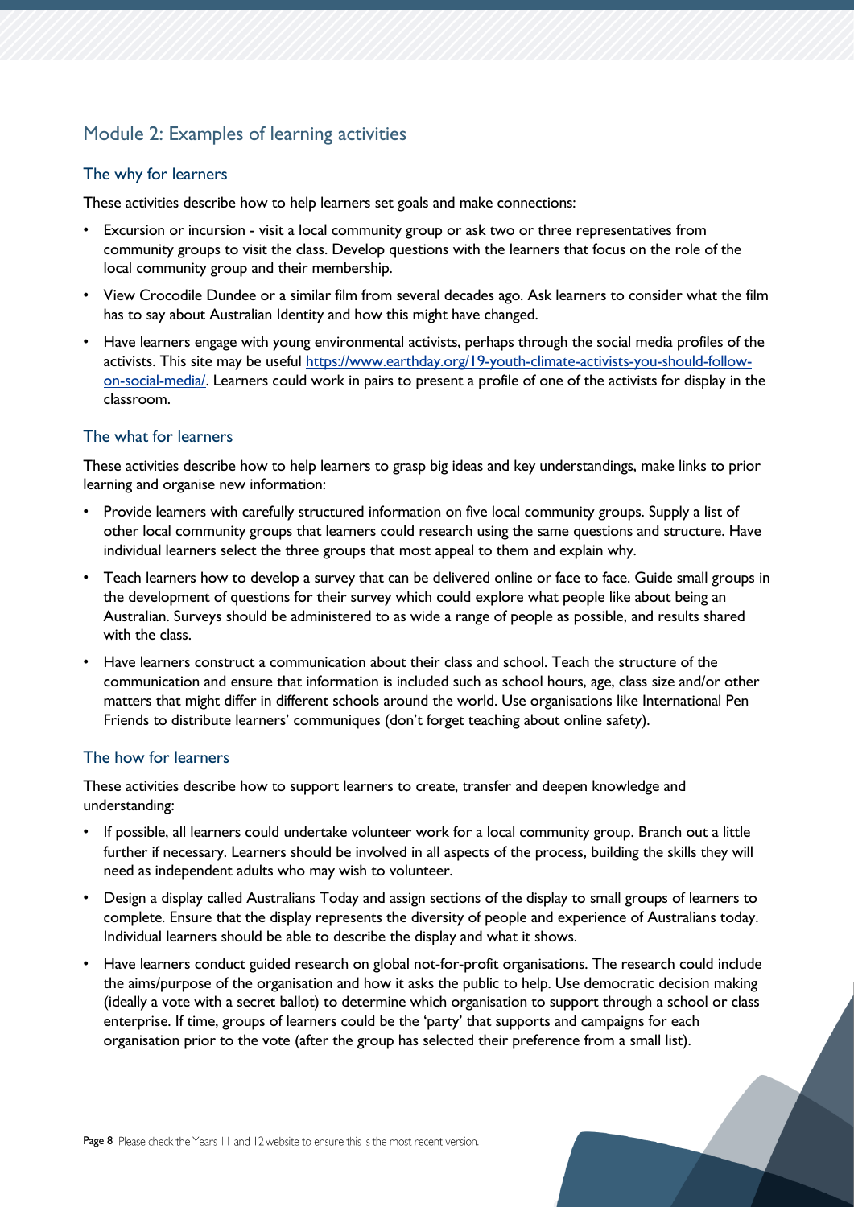## Module 2: Examples of learning activities

### The why for learners

These activities describe how to help learners set goals and make connections:

- Excursion or incursion - visit a local community group or ask two or three representatives from community groups to visit the class. Develop questions with the learners that focus on the role of the local community group and their membership.
- View Crocodile Dundee or a similar film from several decades ago. Ask learners to consider what the film has to say about Australian Identity and how this might have changed.
- Have learners engage with young environmental activists, perhaps through the social media profiles of the activists. This site may be useful [https://www.earthday.org/19-youth-climate-activists-you-should-follow-on-social-media/](https://www.earthday.org/19-youth-climate-activists-you-should-follow-on-social-media/). Learners could work in pairs to present a profile of one of the activists for display in the classroom.

### The what for learners

These activities describe how to help learners to grasp big ideas and key understandings, make links to prior learning and organise new information:

- Provide learners with carefully structured information on five local community groups. Supply a list of other local community groups that learners could research using the same questions and structure. Have individual learners select the three groups that most appeal to them and explain why.
- Teach learners how to develop a survey that can be delivered online or face to face. Guide small groups in the development of questions for their survey which could explore what people like about being an Australian. Surveys should be administered to as wide a range of people as possible, and results shared with the class.
- Have learners construct a communication about their class and school. Teach the structure of the communication and ensure that information is included such as school hours, age, class size and/or other matters that might differ in different schools around the world. Use organisations like International Pen Friends to distribute learners' communiques (don't forget teaching about online safety).

### The how for learners

These activities describe how to support learners to create, transfer and deepen knowledge and understanding:

- If possible, all learners could undertake volunteer work for a local community group. Branch out a little further if necessary. Learners should be involved in all aspects of the process, building the skills they will need as independent adults who may wish to volunteer.
- Design a display called Australians Today and assign sections of the display to small groups of learners to complete. Ensure that the display represents the diversity of people and experience of Australians today. Individual learners should be able to describe the display and what it shows.
- Have learners conduct guided research on global not-for-profit organisations. The research could include the aims/purpose of the organisation and how it asks the public to help. Use democratic decision making (ideally a vote with a secret ballot) to determine which organisation to support through a school or class enterprise. If time, groups of learners could be the 'party' that supports and campaigns for each organisation prior to the vote (after the group has selected their preference from a small list).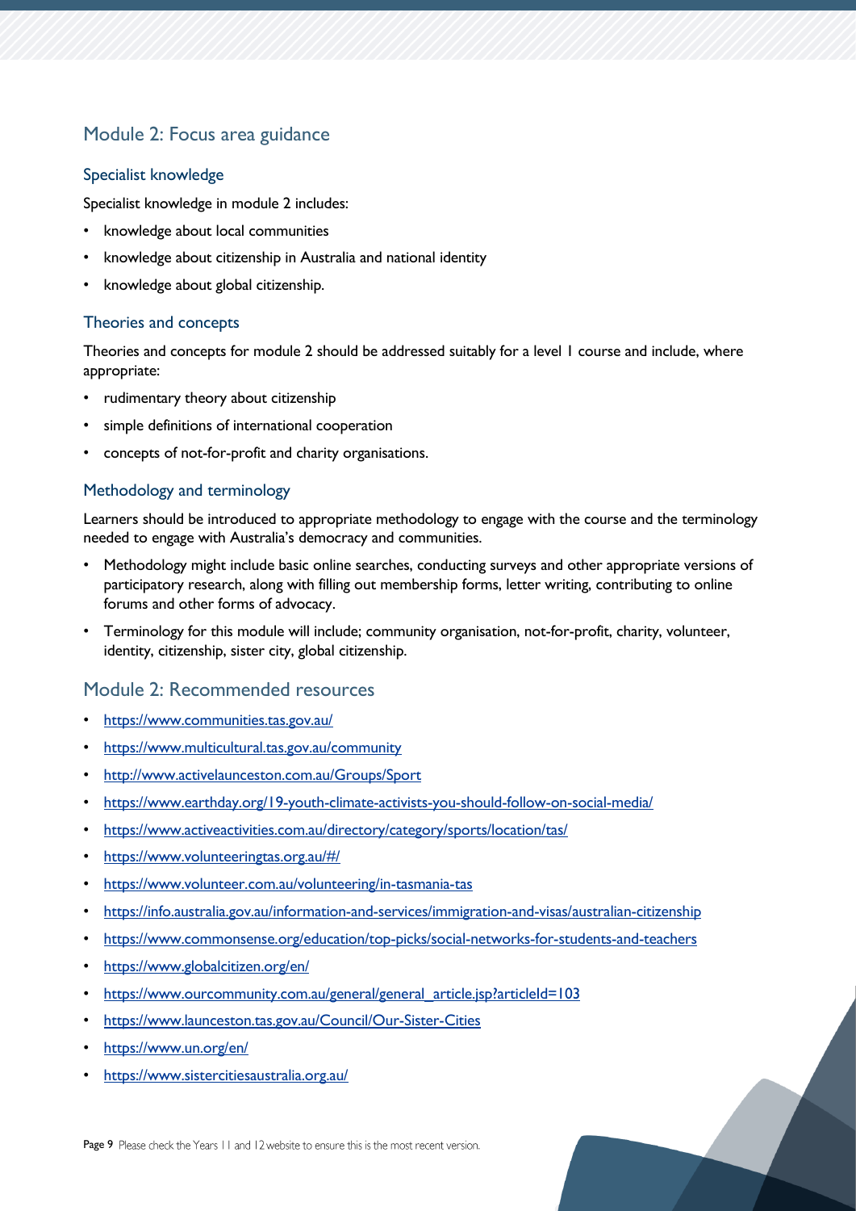## Module 2: Focus area guidance

### Specialist knowledge

Specialist knowledge in module 2 includes:

- knowledge about local communities
- knowledge about citizenship in Australia and national identity
- knowledge about global citizenship.

### Theories and concepts

Theories and concepts for module 2 should be addressed suitably for a level 1 course and include, where appropriate:

- rudimentary theory about citizenship
- simple definitions of international cooperation
- concepts of not-for-profit and charity organisations.

### Methodology and terminology

Learners should be introduced to appropriate methodology to engage with the course and the terminology needed to engage with Australia's democracy and communities.

- Methodology might include basic online searches, conducting surveys and other appropriate versions of participatory research, along with filling out membership forms, letter writing, contributing to online forums and other forms of advocacy.
- Terminology for this module will include; community organisation, not-for-profit, charity, volunteer, identity, citizenship, sister city, global citizenship.

## Module 2: Recommended resources

- https://www.communities.tas.gov.au/
- https://www.multicultural.tas.gov.au/community
- http://www.activelaunceston.com.au/Groups/Sport
- https://www.earthday.org/19-youth-climate-activists-you-should-follow-on-social-media/
- https://www.activeactivities.com.au/directory/category/sports/location/tas/
- https://www.volunteeringtas.org.au/#/
- https://www.volunteer.com.au/volunteering/in-tasmania-tas
- https://info.australia.gov.au/information-and-services/immigration-and-visas/australian-citizenship
- https://www.commonsense.org/education/top-picks/social-networks-for-students-and-teachers
- https://www.globalcitizen.org/en/
- https://www.ourcommunity.com.au/general/general_article.jsp?articleId=103
- https://www.launceston.tas.gov.au/Council/Our-Sister-Cities
- https://www.un.org/en/
- https://www.sistercitiesaustralia.org.au/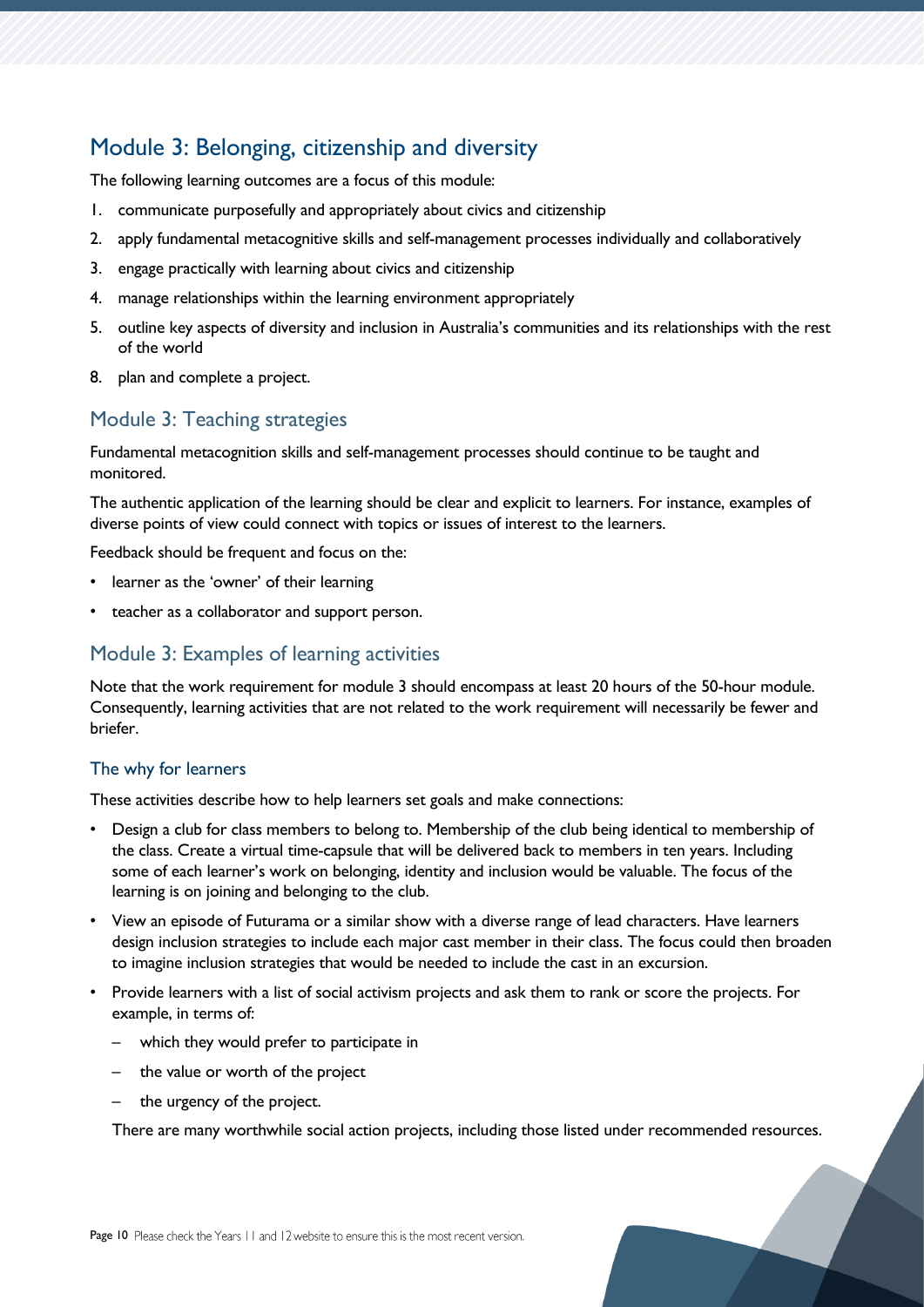## Module 3: Belonging, citizenship and diversity

The following learning outcomes are a focus of this module:

1. communicate purposefully and appropriately about civics and citizenship
2. apply fundamental metacognitive skills and self-management processes individually and collaboratively
3. engage practically with learning about civics and citizenship
4. manage relationships within the learning environment appropriately
5. outline key aspects of diversity and inclusion in Australia's communities and its relationships with the rest of the world

8. plan and complete a project.

### Module 3: Teaching strategies

Fundamental metacognition skills and self-management processes should continue to be taught and monitored.

The authentic application of the learning should be clear and explicit to learners. For instance, examples of diverse points of view could connect with topics or issues of interest to the learners.

Feedback should be frequent and focus on the:

- learner as the 'owner' of their learning
- teacher as a collaborator and support person.

### Module 3: Examples of learning activities

Note that the work requirement for module 3 should encompass at least 20 hours of the 50-hour module. Consequently, learning activities that are not related to the work requirement will necessarily be fewer and briefer.

#### The why for learners

These activities describe how to help learners set goals and make connections:

- Design a club for class members to belong to. Membership of the club being identical to membership of the class. Create a virtual time-capsule that will be delivered back to members in ten years. Including some of each learner's work on belonging, identity and inclusion would be valuable. The focus of the learning is on joining and belonging to the club.
- View an episode of Futurama or a similar show with a diverse range of lead characters. Have learners design inclusion strategies to include each major cast member in their class. The focus could then broaden to imagine inclusion strategies that would be needed to include the cast in an excursion.
- Provide learners with a list of social activism projects and ask them to rank or score the projects. For example, in terms of:
  - which they would prefer to participate in
  - the value or worth of the project
  - the urgency of the project.

  There are many worthwhile social action projects, including those listed under recommended resources.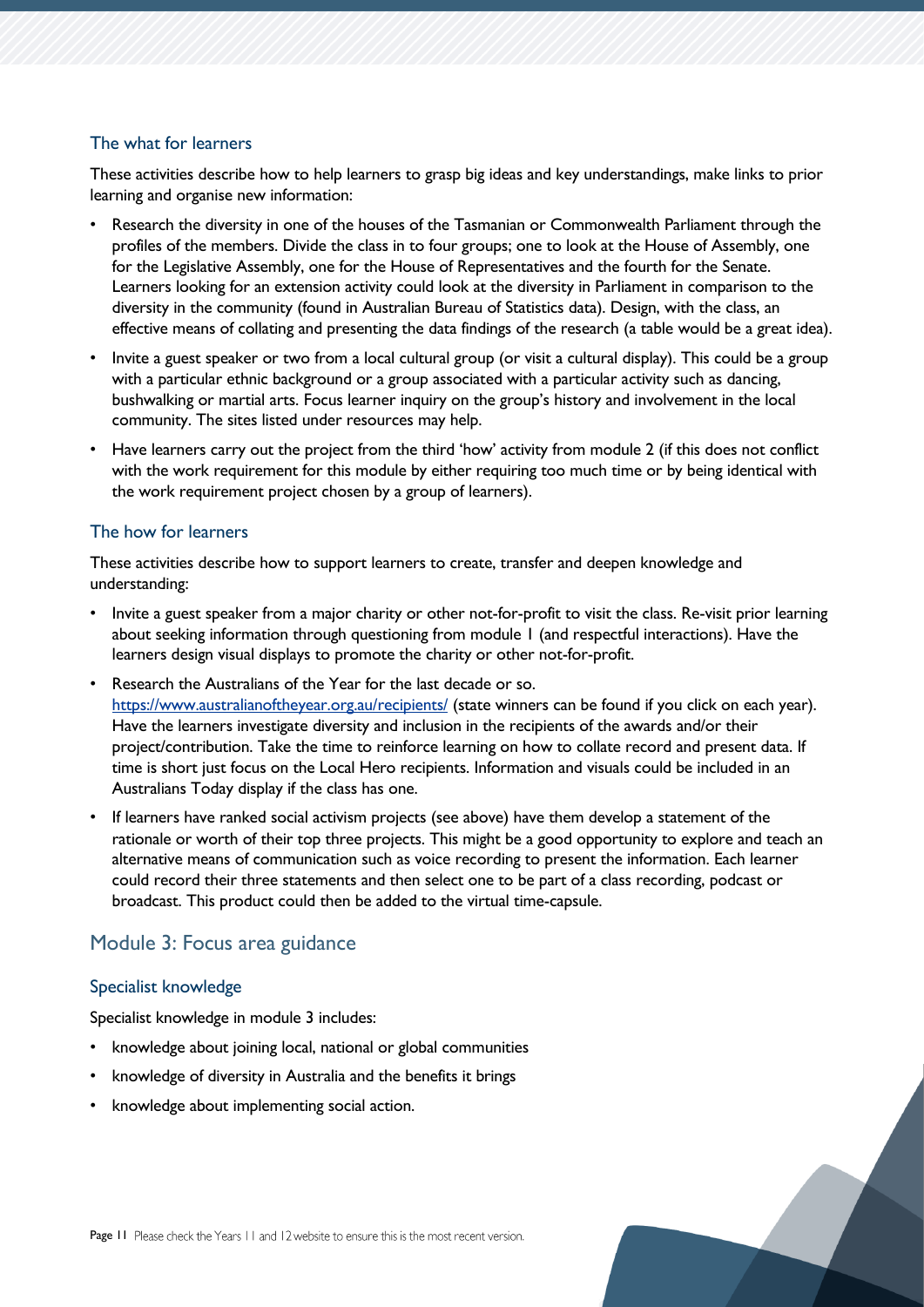### The what for learners

These activities describe how to help learners to grasp big ideas and key understandings, make links to prior learning and organise new information:

- Research the diversity in one of the houses of the Tasmanian or Commonwealth Parliament through the profiles of the members. Divide the class in to four groups; one to look at the House of Assembly, one for the Legislative Assembly, one for the House of Representatives and the fourth for the Senate. Learners looking for an extension activity could look at the diversity in Parliament in comparison to the diversity in the community (found in Australian Bureau of Statistics data). Design, with the class, an effective means of collating and presenting the data findings of the research (a table would be a great idea).
- Invite a guest speaker or two from a local cultural group (or visit a cultural display). This could be a group with a particular ethnic background or a group associated with a particular activity such as dancing, bushwalking or martial arts. Focus learner inquiry on the group's history and involvement in the local community. The sites listed under resources may help.
- Have learners carry out the project from the third 'how' activity from module 2 (if this does not conflict with the work requirement for this module by either requiring too much time or by being identical with the work requirement project chosen by a group of learners).

### The how for learners

These activities describe how to support learners to create, transfer and deepen knowledge and understanding:

- Invite a guest speaker from a major charity or other not-for-profit to visit the class. Re-visit prior learning about seeking information through questioning from module 1 (and respectful interactions). Have the learners design visual displays to promote the charity or other not-for-profit.
- Research the Australians of the Year for the last decade or so. [https://www.australianoftheyear.org.au/recipients/](https://www.australianoftheyear.org.au/recipients/) (state winners can be found if you click on each year). Have the learners investigate diversity and inclusion in the recipients of the awards and/or their project/contribution. Take the time to reinforce learning on how to collate record and present data. If time is short just focus on the Local Hero recipients. Information and visuals could be included in an Australians Today display if the class has one.
- If learners have ranked social activism projects (see above) have them develop a statement of the rationale or worth of their top three projects. This might be a good opportunity to explore and teach an alternative means of communication such as voice recording to present the information. Each learner could record their three statements and then select one to be part of a class recording, podcast or broadcast. This product could then be added to the virtual time-capsule.

## Module 3: Focus area guidance

### Specialist knowledge

Specialist knowledge in module 3 includes:

- knowledge about joining local, national or global communities
- knowledge of diversity in Australia and the benefits it brings
- knowledge about implementing social action.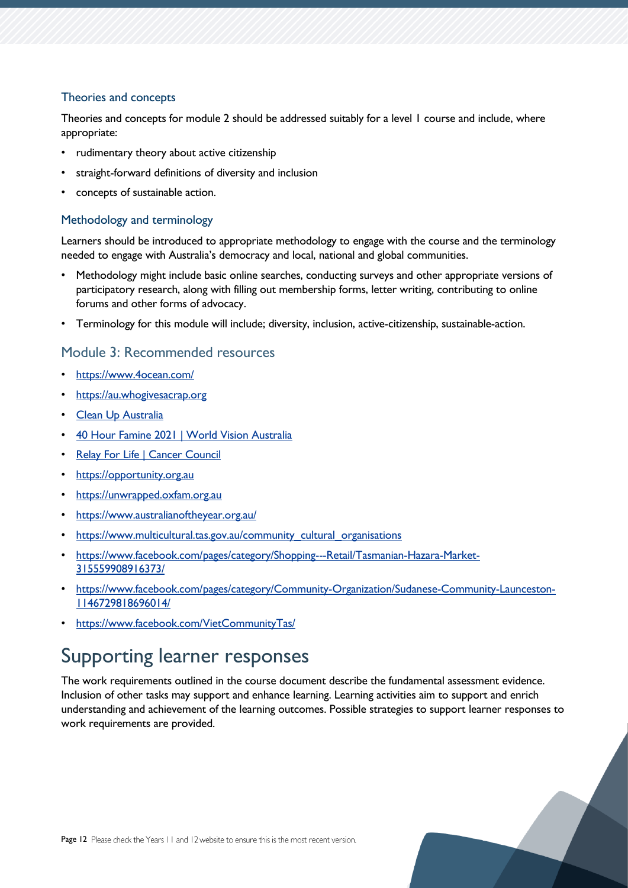### Theories and concepts

Theories and concepts for module 2 should be addressed suitably for a level 1 course and include, where appropriate:

- rudimentary theory about active citizenship
- straight-forward definitions of diversity and inclusion
- concepts of sustainable action.

### Methodology and terminology

Learners should be introduced to appropriate methodology to engage with the course and the terminology needed to engage with Australia's democracy and local, national and global communities.

- Methodology might include basic online searches, conducting surveys and other appropriate versions of participatory research, along with filling out membership forms, letter writing, contributing to online forums and other forms of advocacy.
- Terminology for this module will include; diversity, inclusion, active-citizenship, sustainable-action.

## Module 3: Recommended resources

- https://www.4ocean.com/
- https://au.whogivesacrap.org
- Clean Up Australia
- 40 Hour Famine 2021 | World Vision Australia
- Relay For Life | Cancer Council
- https://opportunity.org.au
- https://unwrapped.oxfam.org.au
- https://www.australianoftheyear.org.au/
- https://www.multicultural.tas.gov.au/community_cultural_organisations
- https://www.facebook.com/pages/category/Shopping---Retail/Tasmanian-Hazara-Market-315559908916373/
- https://www.facebook.com/pages/category/Community-Organization/Sudanese-Community-Launceston-1146729818696014/
- https://www.facebook.com/VietCommunityTas/

# Supporting learner responses

The work requirements outlined in the course document describe the fundamental assessment evidence. Inclusion of other tasks may support and enhance learning. Learning activities aim to support and enrich understanding and achievement of the learning outcomes. Possible strategies to support learner responses to work requirements are provided.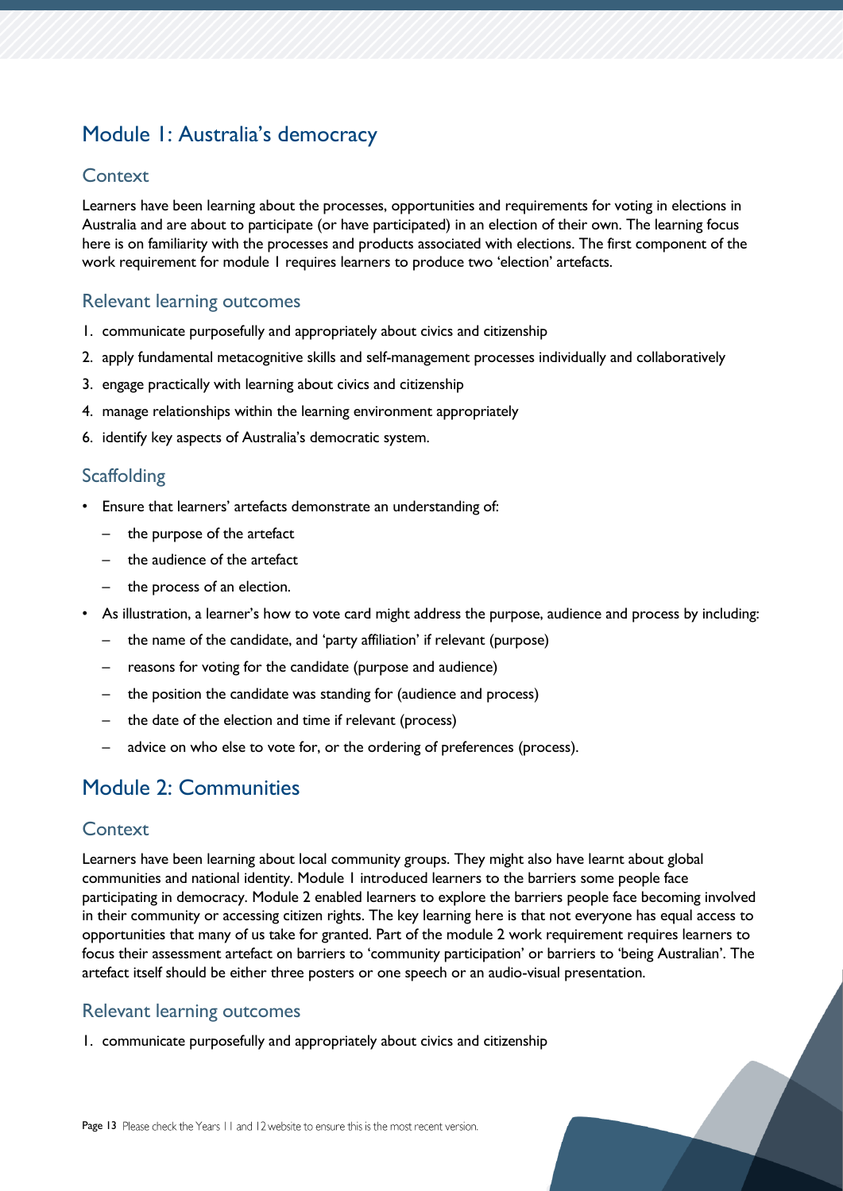## Module 1: Australia's democracy

### Context

Learners have been learning about the processes, opportunities and requirements for voting in elections in Australia and are about to participate (or have participated) in an election of their own. The learning focus here is on familiarity with the processes and products associated with elections. The first component of the work requirement for module 1 requires learners to produce two 'election' artefacts.

### Relevant learning outcomes

1. communicate purposefully and appropriately about civics and citizenship
2. apply fundamental metacognitive skills and self-management processes individually and collaboratively
3. engage practically with learning about civics and citizenship
4. manage relationships within the learning environment appropriately

6. identify key aspects of Australia's democratic system.

### Scaffolding

- Ensure that learners' artefacts demonstrate an understanding of:
  - the purpose of the artefact
  - the audience of the artefact
  - the process of an election.
- As illustration, a learner's how to vote card might address the purpose, audience and process by including:
  - the name of the candidate, and 'party affiliation' if relevant (purpose)
  - reasons for voting for the candidate (purpose and audience)
  - the position the candidate was standing for (audience and process)
  - the date of the election and time if relevant (process)
  - advice on who else to vote for, or the ordering of preferences (process).

## Module 2: Communities

### Context

Learners have been learning about local community groups. They might also have learnt about global communities and national identity. Module 1 introduced learners to the barriers some people face participating in democracy. Module 2 enabled learners to explore the barriers people face becoming involved in their community or accessing citizen rights. The key learning here is that not everyone has equal access to opportunities that many of us take for granted. Part of the module 2 work requirement requires learners to focus their assessment artefact on barriers to 'community participation' or barriers to 'being Australian'. The artefact itself should be either three posters or one speech or an audio-visual presentation.

### Relevant learning outcomes

1. communicate purposefully and appropriately about civics and citizenship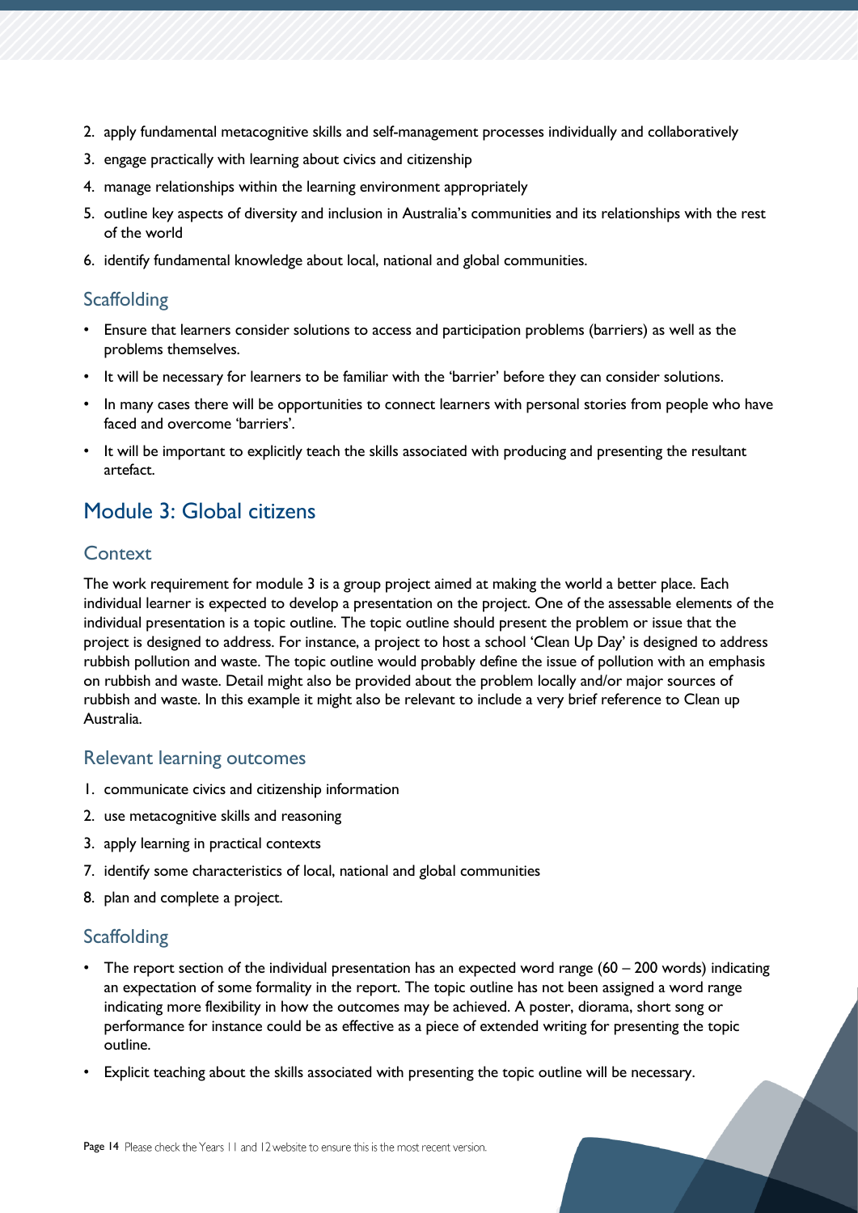2. apply fundamental metacognitive skills and self-management processes individually and collaboratively
3. engage practically with learning about civics and citizenship
4. manage relationships within the learning environment appropriately
5. outline key aspects of diversity and inclusion in Australia's communities and its relationships with the rest of the world
6. identify fundamental knowledge about local, national and global communities.

### Scaffolding

- Ensure that learners consider solutions to access and participation problems (barriers) as well as the problems themselves.
- It will be necessary for learners to be familiar with the 'barrier' before they can consider solutions.
- In many cases there will be opportunities to connect learners with personal stories from people who have faced and overcome 'barriers'.
- It will be important to explicitly teach the skills associated with producing and presenting the resultant artefact.

## Module 3: Global citizens

### Context

The work requirement for module 3 is a group project aimed at making the world a better place. Each individual learner is expected to develop a presentation on the project. One of the assessable elements of the individual presentation is a topic outline. The topic outline should present the problem or issue that the project is designed to address. For instance, a project to host a school 'Clean Up Day' is designed to address rubbish pollution and waste. The topic outline would probably define the issue of pollution with an emphasis on rubbish and waste. Detail might also be provided about the problem locally and/or major sources of rubbish and waste. In this example it might also be relevant to include a very brief reference to Clean up Australia.

### Relevant learning outcomes

1. communicate civics and citizenship information
2. use metacognitive skills and reasoning
3. apply learning in practical contexts
7. identify some characteristics of local, national and global communities
8. plan and complete a project.

### Scaffolding

- The report section of the individual presentation has an expected word range (60 – 200 words) indicating an expectation of some formality in the report. The topic outline has not been assigned a word range indicating more flexibility in how the outcomes may be achieved. A poster, diorama, short song or performance for instance could be as effective as a piece of extended writing for presenting the topic outline.
- Explicit teaching about the skills associated with presenting the topic outline will be necessary.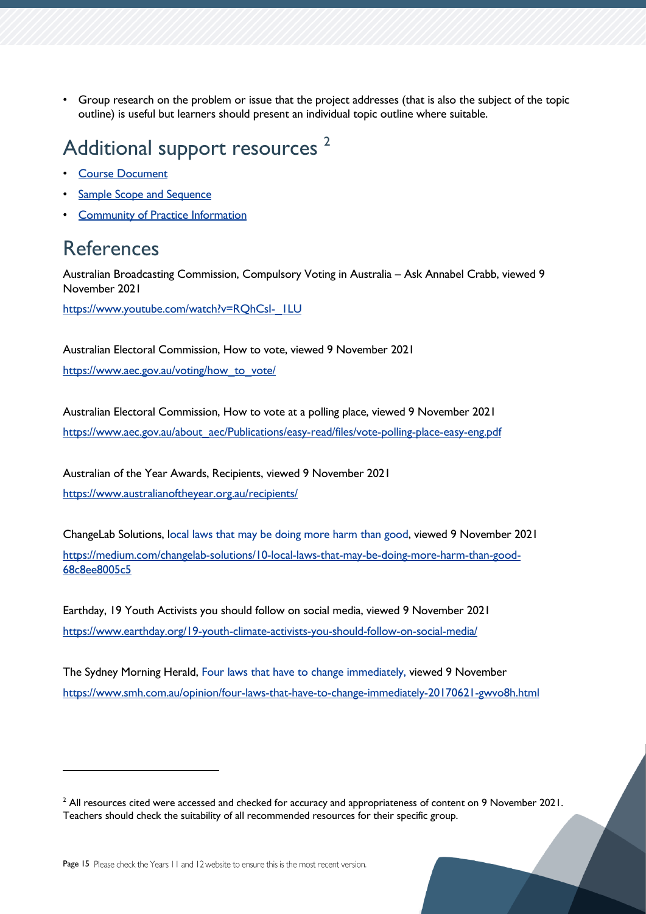- Group research on the problem or issue that the project addresses (that is also the subject of the topic outline) is useful but learners should present an individual topic outline where suitable.

## Additional support resources [2]

- [Course Document]()
- [Sample Scope and Sequence]()
- [Community of Practice Information]()

## References

Australian Broadcasting Commission, Compulsory Voting in Australia – Ask Annabel Crabb, viewed 9 November 2021

https://www.youtube.com/watch?v=RQhCsI-_1LU

Australian Electoral Commission, How to vote, viewed 9 November 2021

https://www.aec.gov.au/voting/how_to_vote/

Australian Electoral Commission, How to vote at a polling place, viewed 9 November 2021

https://www.aec.gov.au/about_aec/Publications/easy-read/files/vote-polling-place-easy-eng.pdf

Australian of the Year Awards, Recipients, viewed 9 November 2021

https://www.australianoftheyear.org.au/recipients/

ChangeLab Solutions, local laws that may be doing more harm than good, viewed 9 November 2021

https://medium.com/changelab-solutions/10-local-laws-that-may-be-doing-more-harm-than-good-68c8ee8005c5

Earthday, 19 Youth Activists you should follow on social media, viewed 9 November 2021

https://www.earthday.org/19-youth-climate-activists-you-should-follow-on-social-media/

The Sydney Morning Herald, Four laws that have to change immediately, viewed 9 November

https://www.smh.com.au/opinion/four-laws-that-have-to-change-immediately-20170621-gwvo8h.html

---

[2] All resources cited were accessed and checked for accuracy and appropriateness of content on 9 November 2021. Teachers should check the suitability of all recommended resources for their specific group.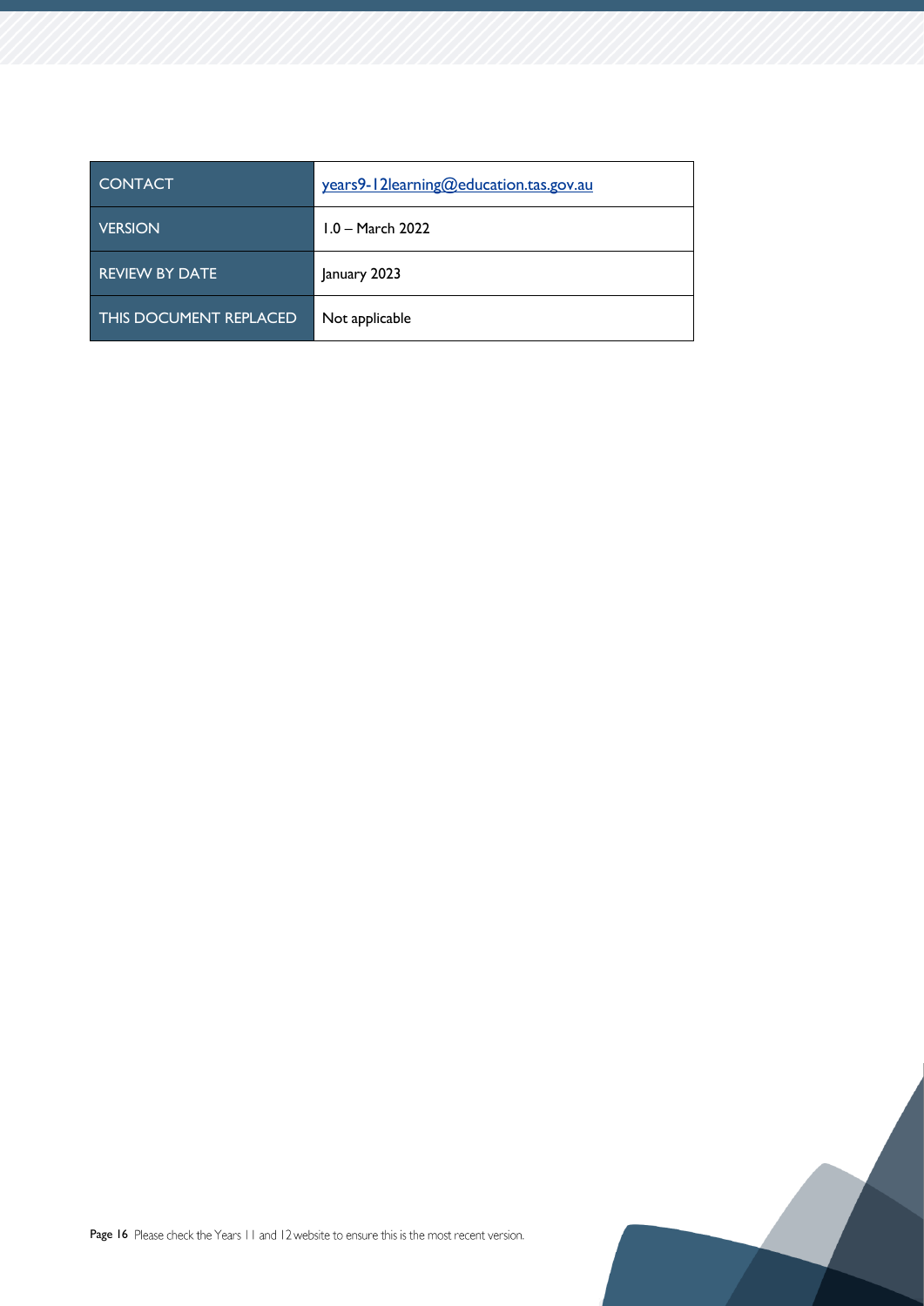| | |
|---|---|
| CONTACT | years9-12learning@education.tas.gov.au |
| VERSION | 1.0 – March 2022 |
| REVIEW BY DATE | January 2023 |
| THIS DOCUMENT REPLACED | Not applicable |